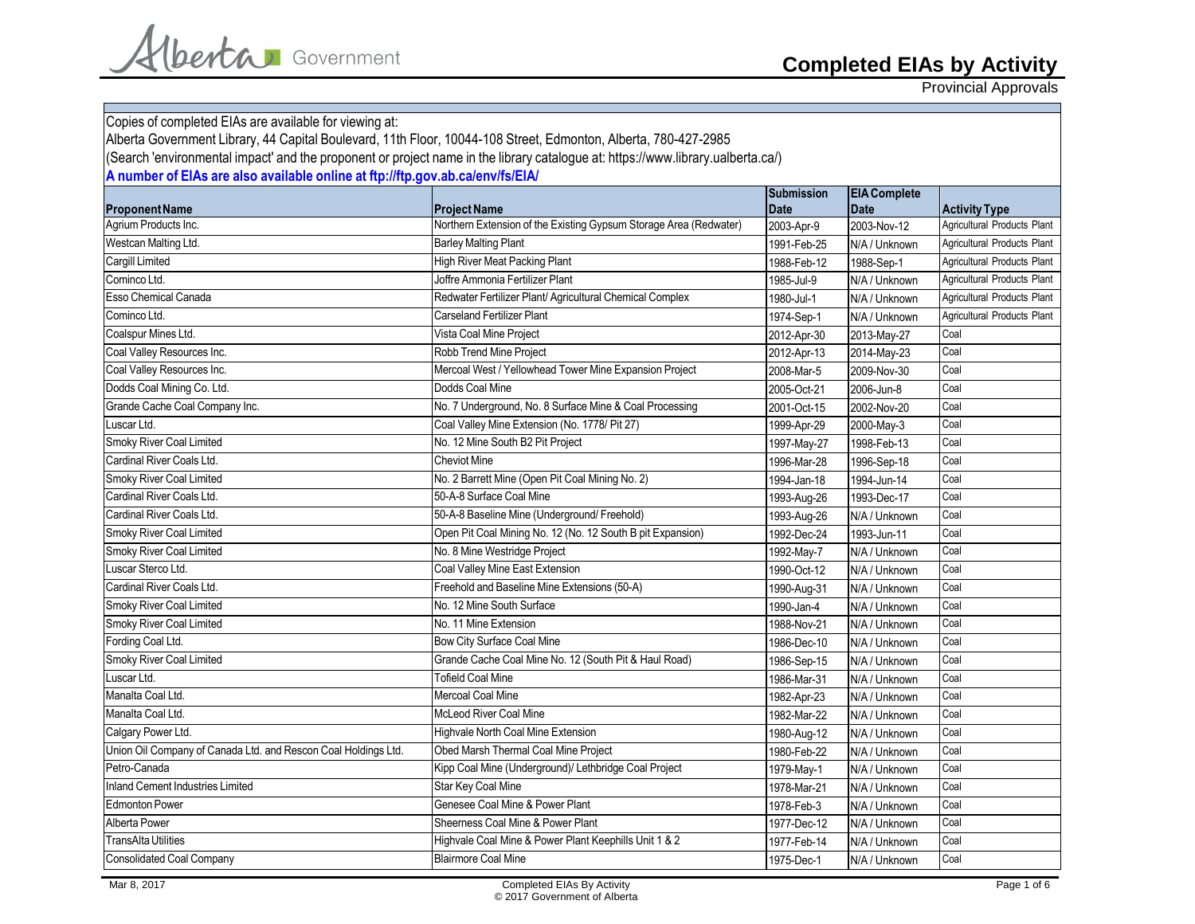# Completed EIAs by Activity

Provincial Approvals

Copies of completed EIAs are available for viewing at:
Alberta Government Library, 44 Capital Boulevard, 11th Floor, 10044-108 Street, Edmonton, Alberta, 780-427-2985
(Search 'environmental impact' and the proponent or project name in the library catalogue at: https://www.library.ualberta.ca/)
**A number of EIAs are also available online at ftp://ftp.gov.ab.ca/env/fs/EIA/**

| Proponent Name | Project Name | Submission Date | EIA Complete Date | Activity Type |
|---|---|---|---|---|
| Agrium Products Inc. | Northern Extension of the Existing Gypsum Storage Area (Redwater) | 2003-Apr-9 | 2003-Nov-12 | Agricultural Products Plant |
| Westcan Malting Ltd. | Barley Malting Plant | 1991-Feb-25 | N/A / Unknown | Agricultural Products Plant |
| Cargill Limited | High River Meat Packing Plant | 1988-Feb-12 | 1988-Sep-1 | Agricultural Products Plant |
| Cominco Ltd. | Joffre Ammonia Fertilizer Plant | 1985-Jul-9 | N/A / Unknown | Agricultural Products Plant |
| Esso Chemical Canada | Redwater Fertilizer Plant/ Agricultural Chemical Complex | 1980-Jul-1 | N/A / Unknown | Agricultural Products Plant |
| Cominco Ltd. | Carseland Fertilizer Plant | 1974-Sep-1 | N/A / Unknown | Agricultural Products Plant |
| Coalspur Mines Ltd. | Vista Coal Mine Project | 2012-Apr-30 | 2013-May-27 | Coal |
| Coal Valley Resources Inc. | Robb Trend Mine Project | 2012-Apr-13 | 2014-May-23 | Coal |
| Coal Valley Resources Inc. | Mercoal West / Yellowhead Tower Mine Expansion Project | 2008-Mar-5 | 2009-Nov-30 | Coal |
| Dodds Coal Mining Co. Ltd. | Dodds Coal Mine | 2005-Oct-21 | 2006-Jun-8 | Coal |
| Grande Cache Coal Company Inc. | No. 7 Underground, No. 8 Surface Mine & Coal Processing | 2001-Oct-15 | 2002-Nov-20 | Coal |
| Luscar Ltd. | Coal Valley Mine Extension (No. 1778/ Pit 27) | 1999-Apr-29 | 2000-May-3 | Coal |
| Smoky River Coal Limited | No. 12 Mine South B2 Pit Project | 1997-May-27 | 1998-Feb-13 | Coal |
| Cardinal River Coals Ltd. | Cheviot Mine | 1996-Mar-28 | 1996-Sep-18 | Coal |
| Smoky River Coal Limited | No. 2 Barrett Mine (Open Pit Coal Mining No. 2) | 1994-Jan-18 | 1994-Jun-14 | Coal |
| Cardinal River Coals Ltd. | 50-A-8 Surface Coal Mine | 1993-Aug-26 | 1993-Dec-17 | Coal |
| Cardinal River Coals Ltd. | 50-A-8 Baseline Mine (Underground/ Freehold) | 1993-Aug-26 | N/A / Unknown | Coal |
| Smoky River Coal Limited | Open Pit Coal Mining No. 12 (No. 12 South B pit Expansion) | 1992-Dec-24 | 1993-Jun-11 | Coal |
| Smoky River Coal Limited | No. 8 Mine Westridge Project | 1992-May-7 | N/A / Unknown | Coal |
| Luscar Sterco Ltd. | Coal Valley Mine East Extension | 1990-Oct-12 | N/A / Unknown | Coal |
| Cardinal River Coals Ltd. | Freehold and Baseline Mine Extensions (50-A) | 1990-Aug-31 | N/A / Unknown | Coal |
| Smoky River Coal Limited | No. 12 Mine South Surface | 1990-Jan-4 | N/A / Unknown | Coal |
| Smoky River Coal Limited | No. 11 Mine Extension | 1988-Nov-21 | N/A / Unknown | Coal |
| Fording Coal Ltd. | Bow City Surface Coal Mine | 1986-Dec-10 | N/A / Unknown | Coal |
| Smoky River Coal Limited | Grande Cache Coal Mine No. 12 (South Pit & Haul Road) | 1986-Sep-15 | N/A / Unknown | Coal |
| Luscar Ltd. | Tofield Coal Mine | 1986-Mar-31 | N/A / Unknown | Coal |
| Manalta Coal Ltd. | Mercoal Coal Mine | 1982-Apr-23 | N/A / Unknown | Coal |
| Manalta Coal Ltd. | McLeod River Coal Mine | 1982-Mar-22 | N/A / Unknown | Coal |
| Calgary Power Ltd. | Highvale North Coal Mine Extension | 1980-Aug-12 | N/A / Unknown | Coal |
| Union Oil Company of Canada Ltd. and Rescon Coal Holdings Ltd. | Obed Marsh Thermal Coal Mine Project | 1980-Feb-22 | N/A / Unknown | Coal |
| Petro-Canada | Kipp Coal Mine (Underground)/ Lethbridge Coal Project | 1979-May-1 | N/A / Unknown | Coal |
| Inland Cement Industries Limited | Star Key Coal Mine | 1978-Mar-21 | N/A / Unknown | Coal |
| Edmonton Power | Genesee Coal Mine & Power Plant | 1978-Feb-3 | N/A / Unknown | Coal |
| Alberta Power | Sheerness Coal Mine & Power Plant | 1977-Dec-12 | N/A / Unknown | Coal |
| TransAlta Utilities | Highvale Coal Mine & Power Plant Keephills Unit 1 & 2 | 1977-Feb-14 | N/A / Unknown | Coal |
| Consolidated Coal Company | Blairmore Coal Mine | 1975-Dec-1 | N/A / Unknown | Coal |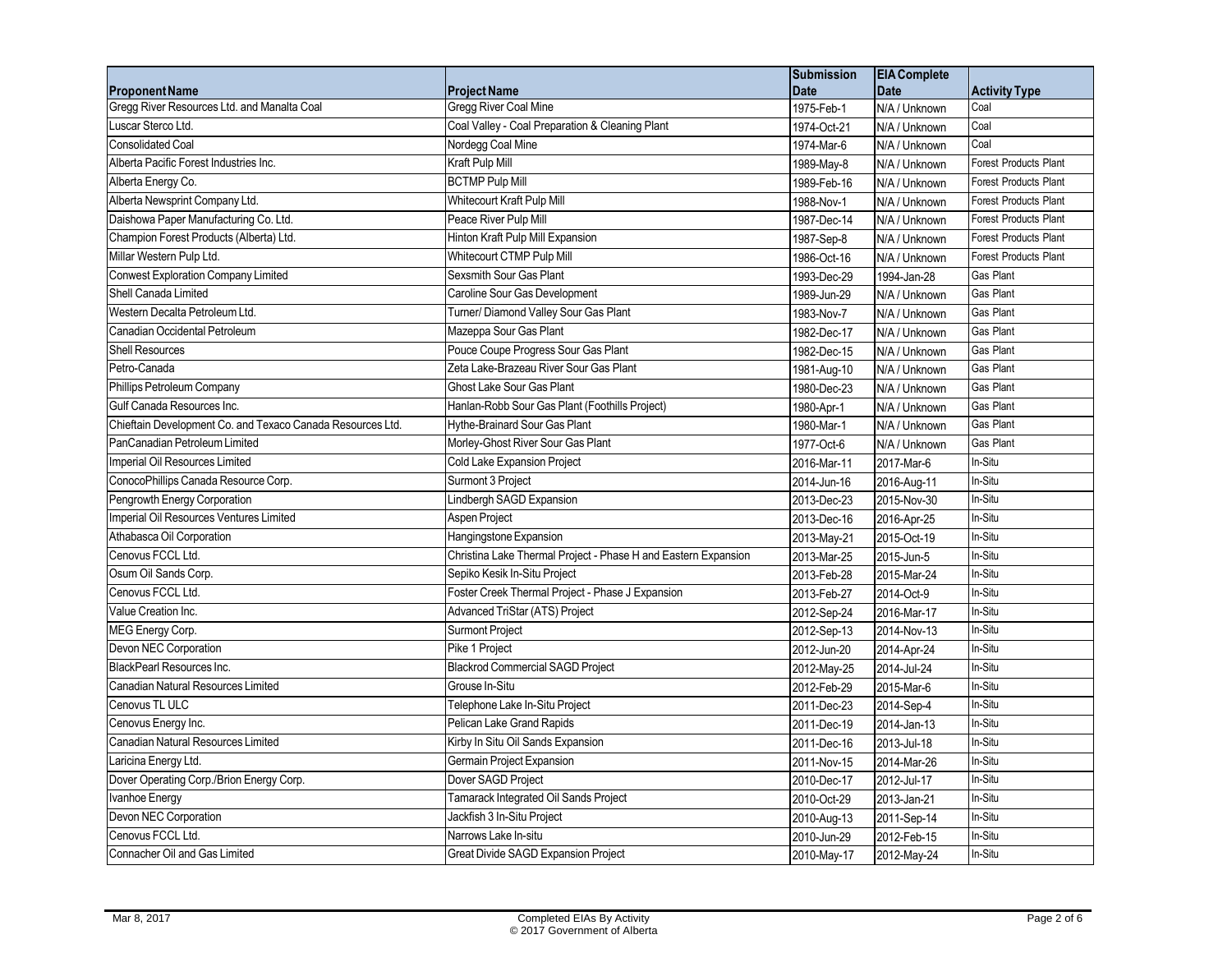| Proponent Name | Project Name | Submission Date | EIA Complete Date | Activity Type |
| --- | --- | --- | --- | --- |
| Gregg River Resources Ltd. and Manalta Coal | Gregg River Coal Mine | 1975-Feb-1 | N/A / Unknown | Coal |
| Luscar Sterco Ltd. | Coal Valley - Coal Preparation & Cleaning Plant | 1974-Oct-21 | N/A / Unknown | Coal |
| Consolidated Coal | Nordegg Coal Mine | 1974-Mar-6 | N/A / Unknown | Coal |
| Alberta Pacific Forest Industries Inc. | Kraft Pulp Mill | 1989-May-8 | N/A / Unknown | Forest Products Plant |
| Alberta Energy Co. | BCTMP Pulp Mill | 1989-Feb-16 | N/A / Unknown | Forest Products Plant |
| Alberta Newsprint Company Ltd. | Whitecourt Kraft Pulp Mill | 1988-Nov-1 | N/A / Unknown | Forest Products Plant |
| Daishowa Paper Manufacturing Co. Ltd. | Peace River Pulp Mill | 1987-Dec-14 | N/A / Unknown | Forest Products Plant |
| Champion Forest Products (Alberta) Ltd. | Hinton Kraft Pulp Mill Expansion | 1987-Sep-8 | N/A / Unknown | Forest Products Plant |
| Millar Western Pulp Ltd. | Whitecourt CTMP Pulp Mill | 1986-Oct-16 | N/A / Unknown | Forest Products Plant |
| Conwest Exploration Company Limited | Sexsmith Sour Gas Plant | 1993-Dec-29 | 1994-Jan-28 | Gas Plant |
| Shell Canada Limited | Caroline Sour Gas Development | 1989-Jun-29 | N/A / Unknown | Gas Plant |
| Western Decalta Petroleum Ltd. | Turner/ Diamond Valley Sour Gas Plant | 1983-Nov-7 | N/A / Unknown | Gas Plant |
| Canadian Occidental Petroleum | Mazeppa Sour Gas Plant | 1982-Dec-17 | N/A / Unknown | Gas Plant |
| Shell Resources | Pouce Coupe Progress Sour Gas Plant | 1982-Dec-15 | N/A / Unknown | Gas Plant |
| Petro-Canada | Zeta Lake-Brazeau River Sour Gas Plant | 1981-Aug-10 | N/A / Unknown | Gas Plant |
| Phillips Petroleum Company | Ghost Lake Sour Gas Plant | 1980-Dec-23 | N/A / Unknown | Gas Plant |
| Gulf Canada Resources Inc. | Hanlan-Robb Sour Gas Plant (Foothills Project) | 1980-Apr-1 | N/A / Unknown | Gas Plant |
| Chieftain Development Co. and Texaco Canada Resources Ltd. | Hythe-Brainard Sour Gas Plant | 1980-Mar-1 | N/A / Unknown | Gas Plant |
| PanCanadian Petroleum Limited | Morley-Ghost River Sour Gas Plant | 1977-Oct-6 | N/A / Unknown | Gas Plant |
| Imperial Oil Resources Limited | Cold Lake Expansion Project | 2016-Mar-11 | 2017-Mar-6 | In-Situ |
| ConocoPhillips Canada Resource Corp. | Surmont 3 Project | 2014-Jun-16 | 2016-Aug-11 | In-Situ |
| Pengrowth Energy Corporation | Lindbergh SAGD Expansion | 2013-Dec-23 | 2015-Nov-30 | In-Situ |
| Imperial Oil Resources Ventures Limited | Aspen Project | 2013-Dec-16 | 2016-Apr-25 | In-Situ |
| Athabasca Oil Corporation | Hangingstone Expansion | 2013-May-21 | 2015-Oct-19 | In-Situ |
| Cenovus FCCL Ltd. | Christina Lake Thermal Project - Phase H and Eastern Expansion | 2013-Mar-25 | 2015-Jun-5 | In-Situ |
| Osum Oil Sands Corp. | Sepiko Kesik In-Situ Project | 2013-Feb-28 | 2015-Mar-24 | In-Situ |
| Cenovus FCCL Ltd. | Foster Creek Thermal Project - Phase J Expansion | 2013-Feb-27 | 2014-Oct-9 | In-Situ |
| Value Creation Inc. | Advanced TriStar (ATS) Project | 2012-Sep-24 | 2016-Mar-17 | In-Situ |
| MEG Energy Corp. | Surmont Project | 2012-Sep-13 | 2014-Nov-13 | In-Situ |
| Devon NEC Corporation | Pike 1 Project | 2012-Jun-20 | 2014-Apr-24 | In-Situ |
| BlackPearl Resources Inc. | Blackrod Commercial SAGD Project | 2012-May-25 | 2014-Jul-24 | In-Situ |
| Canadian Natural Resources Limited | Grouse In-Situ | 2012-Feb-29 | 2015-Mar-6 | In-Situ |
| Cenovus TL ULC | Telephone Lake In-Situ Project | 2011-Dec-23 | 2014-Sep-4 | In-Situ |
| Cenovus Energy Inc. | Pelican Lake Grand Rapids | 2011-Dec-19 | 2014-Jan-13 | In-Situ |
| Canadian Natural Resources Limited | Kirby In Situ Oil Sands Expansion | 2011-Dec-16 | 2013-Jul-18 | In-Situ |
| Laricina Energy Ltd. | Germain Project Expansion | 2011-Nov-15 | 2014-Mar-26 | In-Situ |
| Dover Operating Corp./Brion Energy Corp. | Dover SAGD Project | 2010-Dec-17 | 2012-Jul-17 | In-Situ |
| Ivanhoe Energy | Tamarack Integrated Oil Sands Project | 2010-Oct-29 | 2013-Jan-21 | In-Situ |
| Devon NEC Corporation | Jackfish 3 In-Situ Project | 2010-Aug-13 | 2011-Sep-14 | In-Situ |
| Cenovus FCCL Ltd. | Narrows Lake In-situ | 2010-Jun-29 | 2012-Feb-15 | In-Situ |
| Connacher Oil and Gas Limited | Great Divide SAGD Expansion Project | 2010-May-17 | 2012-May-24 | In-Situ |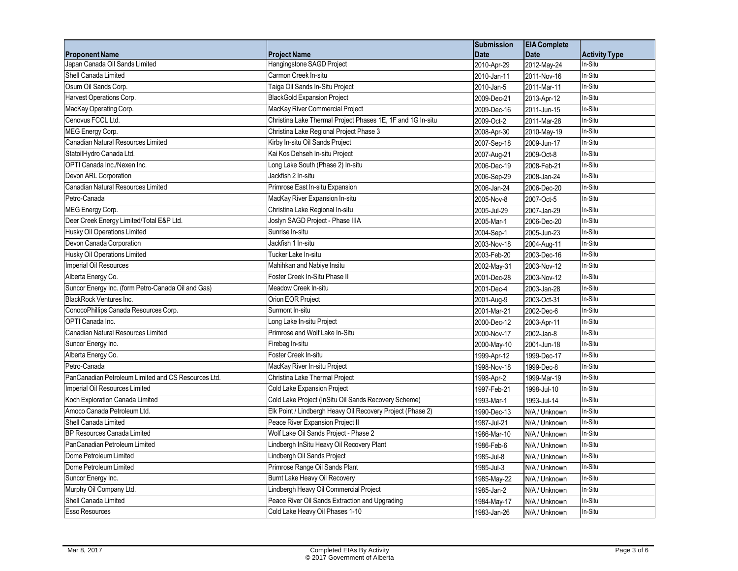| Proponent Name | Project Name | Submission Date | EIA Complete Date | Activity Type |
|---|---|---|---|---|
| Japan Canada Oil Sands Limited | Hangingstone SAGD Project | 2010-Apr-29 | 2012-May-24 | In-Situ |
| Shell Canada Limited | Carmon Creek In-situ | 2010-Jan-11 | 2011-Nov-16 | In-Situ |
| Osum Oil Sands Corp. | Taiga Oil Sands In-Situ Project | 2010-Jan-5 | 2011-Mar-11 | In-Situ |
| Harvest Operations Corp. | BlackGold Expansion Project | 2009-Dec-21 | 2013-Apr-12 | In-Situ |
| MacKay Operating Corp. | MacKay River Commercial Project | 2009-Dec-16 | 2011-Jun-15 | In-Situ |
| Cenovus FCCL Ltd. | Christina Lake Thermal Project Phases 1E, 1F and 1G In-situ | 2009-Oct-2 | 2011-Mar-28 | In-Situ |
| MEG Energy Corp. | Christina Lake Regional Project Phase 3 | 2008-Apr-30 | 2010-May-19 | In-Situ |
| Canadian Natural Resources Limited | Kirby In-situ Oil Sands Project | 2007-Sep-18 | 2009-Jun-17 | In-Situ |
| StatoilHydro Canada Ltd. | Kai Kos Dehseh In-situ Project | 2007-Aug-21 | 2009-Oct-8 | In-Situ |
| OPTI Canada Inc./Nexen Inc. | Long Lake South (Phase 2) In-situ | 2006-Dec-19 | 2008-Feb-21 | In-Situ |
| Devon ARL Corporation | Jackfish 2 In-situ | 2006-Sep-29 | 2008-Jan-24 | In-Situ |
| Canadian Natural Resources Limited | Primrose East In-situ Expansion | 2006-Jan-24 | 2006-Dec-20 | In-Situ |
| Petro-Canada | MacKay River Expansion In-situ | 2005-Nov-8 | 2007-Oct-5 | In-Situ |
| MEG Energy Corp. | Christina Lake Regional In-situ | 2005-Jul-29 | 2007-Jan-29 | In-Situ |
| Deer Creek Energy Limited/Total E&P Ltd. | Joslyn SAGD Project - Phase IIIA | 2005-Mar-1 | 2006-Dec-20 | In-Situ |
| Husky Oil Operations Limited | Sunrise In-situ | 2004-Sep-1 | 2005-Jun-23 | In-Situ |
| Devon Canada Corporation | Jackfish 1 In-situ | 2003-Nov-18 | 2004-Aug-11 | In-Situ |
| Husky Oil Operations Limited | Tucker Lake In-situ | 2003-Feb-20 | 2003-Dec-16 | In-Situ |
| Imperial Oil Resources | Mahihkan and Nabiye Insitu | 2002-May-31 | 2003-Nov-12 | In-Situ |
| Alberta Energy Co. | Foster Creek In-Situ Phase II | 2001-Dec-28 | 2003-Nov-12 | In-Situ |
| Suncor Energy Inc. (form Petro-Canada Oil and Gas) | Meadow Creek In-situ | 2001-Dec-4 | 2003-Jan-28 | In-Situ |
| BlackRock Ventures Inc. | Orion EOR Project | 2001-Aug-9 | 2003-Oct-31 | In-Situ |
| ConocoPhillips Canada Resources Corp. | Surmont In-situ | 2001-Mar-21 | 2002-Dec-6 | In-Situ |
| OPTI Canada Inc. | Long Lake In-situ Project | 2000-Dec-12 | 2003-Apr-11 | In-Situ |
| Canadian Natural Resources Limited | Primrose and Wolf Lake In-Situ | 2000-Nov-17 | 2002-Jan-8 | In-Situ |
| Suncor Energy Inc. | Firebag In-situ | 2000-May-10 | 2001-Jun-18 | In-Situ |
| Alberta Energy Co. | Foster Creek In-situ | 1999-Apr-12 | 1999-Dec-17 | In-Situ |
| Petro-Canada | MacKay River In-situ Project | 1998-Nov-18 | 1999-Dec-8 | In-Situ |
| PanCanadian Petroleum Limited and CS Resources Ltd. | Christina Lake Thermal Project | 1998-Apr-2 | 1999-Mar-19 | In-Situ |
| Imperial Oil Resources Limited | Cold Lake Expansion Project | 1997-Feb-21 | 1998-Jul-10 | In-Situ |
| Koch Exploration Canada Limited | Cold Lake Project (InSitu Oil Sands Recovery Scheme) | 1993-Mar-1 | 1993-Jul-14 | In-Situ |
| Amoco Canada Petroleum Ltd. | Elk Point / Lindbergh Heavy Oil Recovery Project (Phase 2) | 1990-Dec-13 | N/A / Unknown | In-Situ |
| Shell Canada Limited | Peace River Expansion Project II | 1987-Jul-21 | N/A / Unknown | In-Situ |
| BP Resources Canada Limited | Wolf Lake Oil Sands Project - Phase 2 | 1986-Mar-10 | N/A / Unknown | In-Situ |
| PanCanadian Petroleum Limited | Lindbergh InSitu Heavy Oil Recovery Plant | 1986-Feb-6 | N/A / Unknown | In-Situ |
| Dome Petroleum Limited | Lindbergh Oil Sands Project | 1985-Jul-8 | N/A / Unknown | In-Situ |
| Dome Petroleum Limited | Primrose Range Oil Sands Plant | 1985-Jul-3 | N/A / Unknown | In-Situ |
| Suncor Energy Inc. | Burnt Lake Heavy Oil Recovery | 1985-May-22 | N/A / Unknown | In-Situ |
| Murphy Oil Company Ltd. | Lindbergh Heavy Oil Commercial Project | 1985-Jan-2 | N/A / Unknown | In-Situ |
| Shell Canada Limited | Peace River Oil Sands Extraction and Upgrading | 1984-May-17 | N/A / Unknown | In-Situ |
| Esso Resources | Cold Lake Heavy Oil Phases 1-10 | 1983-Jan-26 | N/A / Unknown | In-Situ |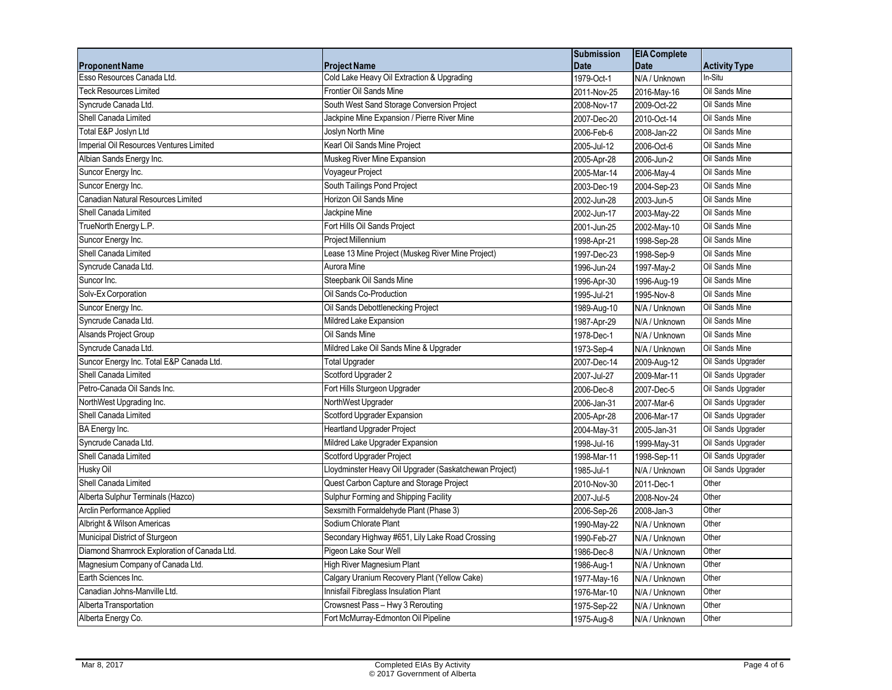| Proponent Name | Project Name | Submission Date | EIA Complete Date | Activity Type |
|---|---|---|---|---|
| Esso Resources Canada Ltd. | Cold Lake Heavy Oil Extraction & Upgrading | 1979-Oct-1 | N/A / Unknown | In-Situ |
| Teck Resources Limited | Frontier Oil Sands Mine | 2011-Nov-25 | 2016-May-16 | Oil Sands Mine |
| Syncrude Canada Ltd. | South West Sand Storage Conversion Project | 2008-Nov-17 | 2009-Oct-22 | Oil Sands Mine |
| Shell Canada Limited | Jackpine Mine Expansion / Pierre River Mine | 2007-Dec-20 | 2010-Oct-14 | Oil Sands Mine |
| Total E&P Joslyn Ltd | Joslyn North Mine | 2006-Feb-6 | 2008-Jan-22 | Oil Sands Mine |
| Imperial Oil Resources Ventures Limited | Kearl Oil Sands Mine Project | 2005-Jul-12 | 2006-Oct-6 | Oil Sands Mine |
| Albian Sands Energy Inc. | Muskeg River Mine Expansion | 2005-Apr-28 | 2006-Jun-2 | Oil Sands Mine |
| Suncor Energy Inc. | Voyageur Project | 2005-Mar-14 | 2006-May-4 | Oil Sands Mine |
| Suncor Energy Inc. | South Tailings Pond Project | 2003-Dec-19 | 2004-Sep-23 | Oil Sands Mine |
| Canadian Natural Resources Limited | Horizon Oil Sands Mine | 2002-Jun-28 | 2003-Jun-5 | Oil Sands Mine |
| Shell Canada Limited | Jackpine Mine | 2002-Jun-17 | 2003-May-22 | Oil Sands Mine |
| TrueNorth Energy L.P. | Fort Hills Oil Sands Project | 2001-Jun-25 | 2002-May-10 | Oil Sands Mine |
| Suncor Energy Inc. | Project Millennium | 1998-Apr-21 | 1998-Sep-28 | Oil Sands Mine |
| Shell Canada Limited | Lease 13 Mine Project (Muskeg River Mine Project) | 1997-Dec-23 | 1998-Sep-9 | Oil Sands Mine |
| Syncrude Canada Ltd. | Aurora Mine | 1996-Jun-24 | 1997-May-2 | Oil Sands Mine |
| Suncor Inc. | Steepbank Oil Sands Mine | 1996-Apr-30 | 1996-Aug-19 | Oil Sands Mine |
| Solv-Ex Corporation | Oil Sands Co-Production | 1995-Jul-21 | 1995-Nov-8 | Oil Sands Mine |
| Suncor Energy Inc. | Oil Sands Debottlenecking Project | 1989-Aug-10 | N/A / Unknown | Oil Sands Mine |
| Syncrude Canada Ltd. | Mildred Lake Expansion | 1987-Apr-29 | N/A / Unknown | Oil Sands Mine |
| Alsands Project Group | Oil Sands Mine | 1978-Dec-1 | N/A / Unknown | Oil Sands Mine |
| Syncrude Canada Ltd. | Mildred Lake Oil Sands Mine & Upgrader | 1973-Sep-4 | N/A / Unknown | Oil Sands Mine |
| Suncor Energy Inc. Total E&P Canada Ltd. | Total Upgrader | 2007-Dec-14 | 2009-Aug-12 | Oil Sands Upgrader |
| Shell Canada Limited | Scotford Upgrader 2 | 2007-Jul-27 | 2009-Mar-11 | Oil Sands Upgrader |
| Petro-Canada Oil Sands Inc. | Fort Hills Sturgeon Upgrader | 2006-Dec-8 | 2007-Dec-5 | Oil Sands Upgrader |
| NorthWest Upgrading Inc. | NorthWest Upgrader | 2006-Jan-31 | 2007-Mar-6 | Oil Sands Upgrader |
| Shell Canada Limited | Scotford Upgrader Expansion | 2005-Apr-28 | 2006-Mar-17 | Oil Sands Upgrader |
| BA Energy Inc. | Heartland Upgrader Project | 2004-May-31 | 2005-Jan-31 | Oil Sands Upgrader |
| Syncrude Canada Ltd. | Mildred Lake Upgrader Expansion | 1998-Jul-16 | 1999-May-31 | Oil Sands Upgrader |
| Shell Canada Limited | Scotford Upgrader Project | 1998-Mar-11 | 1998-Sep-11 | Oil Sands Upgrader |
| Husky Oil | Lloydminster Heavy Oil Upgrader (Saskatchewan Project) | 1985-Jul-1 | N/A / Unknown | Oil Sands Upgrader |
| Shell Canada Limited | Quest Carbon Capture and Storage Project | 2010-Nov-30 | 2011-Dec-1 | Other |
| Alberta Sulphur Terminals (Hazco) | Sulphur Forming and Shipping Facility | 2007-Jul-5 | 2008-Nov-24 | Other |
| Arclin Performance Applied | Sexsmith Formaldehyde Plant (Phase 3) | 2006-Sep-26 | 2008-Jan-3 | Other |
| Albright & Wilson Americas | Sodium Chlorate Plant | 1990-May-22 | N/A / Unknown | Other |
| Municipal District of Sturgeon | Secondary Highway #651, Lily Lake Road Crossing | 1990-Feb-27 | N/A / Unknown | Other |
| Diamond Shamrock Exploration of Canada Ltd. | Pigeon Lake Sour Well | 1986-Dec-8 | N/A / Unknown | Other |
| Magnesium Company of Canada Ltd. | High River Magnesium Plant | 1986-Aug-1 | N/A / Unknown | Other |
| Earth Sciences Inc. | Calgary Uranium Recovery Plant (Yellow Cake) | 1977-May-16 | N/A / Unknown | Other |
| Canadian Johns-Manville Ltd. | Innisfail Fibreglass Insulation Plant | 1976-Mar-10 | N/A / Unknown | Other |
| Alberta Transportation | Crowsnest Pass – Hwy 3 Rerouting | 1975-Sep-22 | N/A / Unknown | Other |
| Alberta Energy Co. | Fort McMurray-Edmonton Oil Pipeline | 1975-Aug-8 | N/A / Unknown | Other |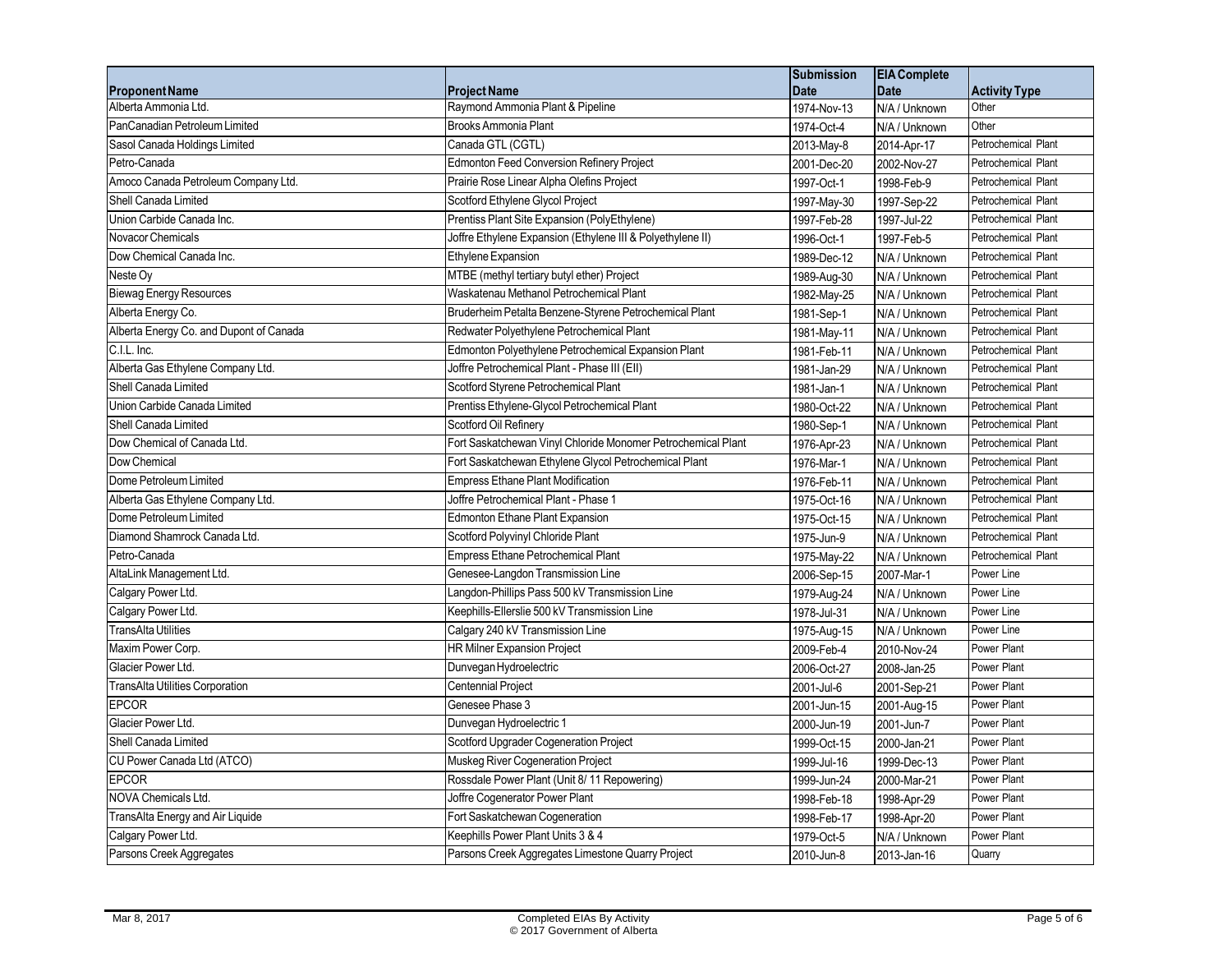| Proponent Name | Project Name | Submission Date | EIA Complete Date | Activity Type |
| --- | --- | --- | --- | --- |
| Alberta Ammonia Ltd. | Raymond Ammonia Plant & Pipeline | 1974-Nov-13 | N/A / Unknown | Other |
| PanCanadian Petroleum Limited | Brooks Ammonia Plant | 1974-Oct-4 | N/A / Unknown | Other |
| Sasol Canada Holdings Limited | Canada GTL (CGTL) | 2013-May-8 | 2014-Apr-17 | Petrochemical Plant |
| Petro-Canada | Edmonton Feed Conversion Refinery Project | 2001-Dec-20 | 2002-Nov-27 | Petrochemical Plant |
| Amoco Canada Petroleum Company Ltd. | Prairie Rose Linear Alpha Olefins Project | 1997-Oct-1 | 1998-Feb-9 | Petrochemical Plant |
| Shell Canada Limited | Scotford Ethylene Glycol Project | 1997-May-30 | 1997-Sep-22 | Petrochemical Plant |
| Union Carbide Canada Inc. | Prentiss Plant Site Expansion (PolyEthylene) | 1997-Feb-28 | 1997-Jul-22 | Petrochemical Plant |
| Novacor Chemicals | Joffre Ethylene Expansion (Ethylene III & Polyethylene II) | 1996-Oct-1 | 1997-Feb-5 | Petrochemical Plant |
| Dow Chemical Canada Inc. | Ethylene Expansion | 1989-Dec-12 | N/A / Unknown | Petrochemical Plant |
| Neste Oy | MTBE (methyl tertiary butyl ether) Project | 1989-Aug-30 | N/A / Unknown | Petrochemical Plant |
| Biewag Energy Resources | Waskatenau Methanol Petrochemical Plant | 1982-May-25 | N/A / Unknown | Petrochemical Plant |
| Alberta Energy Co. | Bruderheim Petalta Benzene-Styrene Petrochemical Plant | 1981-Sep-1 | N/A / Unknown | Petrochemical Plant |
| Alberta Energy Co. and Dupont of Canada | Redwater Polyethylene Petrochemical Plant | 1981-May-11 | N/A / Unknown | Petrochemical Plant |
| C.I.L. Inc. | Edmonton Polyethylene Petrochemical Expansion Plant | 1981-Feb-11 | N/A / Unknown | Petrochemical Plant |
| Alberta Gas Ethylene Company Ltd. | Joffre Petrochemical Plant - Phase III (EII) | 1981-Jan-29 | N/A / Unknown | Petrochemical Plant |
| Shell Canada Limited | Scotford Styrene Petrochemical Plant | 1981-Jan-1 | N/A / Unknown | Petrochemical Plant |
| Union Carbide Canada Limited | Prentiss Ethylene-Glycol Petrochemical Plant | 1980-Oct-22 | N/A / Unknown | Petrochemical Plant |
| Shell Canada Limited | Scotford Oil Refinery | 1980-Sep-1 | N/A / Unknown | Petrochemical Plant |
| Dow Chemical of Canada Ltd. | Fort Saskatchewan Vinyl Chloride Monomer Petrochemical Plant | 1976-Apr-23 | N/A / Unknown | Petrochemical Plant |
| Dow Chemical | Fort Saskatchewan Ethylene Glycol Petrochemical Plant | 1976-Mar-1 | N/A / Unknown | Petrochemical Plant |
| Dome Petroleum Limited | Empress Ethane Plant Modification | 1976-Feb-11 | N/A / Unknown | Petrochemical Plant |
| Alberta Gas Ethylene Company Ltd. | Joffre Petrochemical Plant - Phase 1 | 1975-Oct-16 | N/A / Unknown | Petrochemical Plant |
| Dome Petroleum Limited | Edmonton Ethane Plant Expansion | 1975-Oct-15 | N/A / Unknown | Petrochemical Plant |
| Diamond Shamrock Canada Ltd. | Scotford Polyvinyl Chloride Plant | 1975-Jun-9 | N/A / Unknown | Petrochemical Plant |
| Petro-Canada | Empress Ethane Petrochemical Plant | 1975-May-22 | N/A / Unknown | Petrochemical Plant |
| AltaLink Management Ltd. | Genesee-Langdon Transmission Line | 2006-Sep-15 | 2007-Mar-1 | Power Line |
| Calgary Power Ltd. | Langdon-Phillips Pass 500 kV Transmission Line | 1979-Aug-24 | N/A / Unknown | Power Line |
| Calgary Power Ltd. | Keephills-Ellerslie 500 kV Transmission Line | 1978-Jul-31 | N/A / Unknown | Power Line |
| TransAlta Utilities | Calgary 240 kV Transmission Line | 1975-Aug-15 | N/A / Unknown | Power Line |
| Maxim Power Corp. | HR Milner Expansion Project | 2009-Feb-4 | 2010-Nov-24 | Power Plant |
| Glacier Power Ltd. | Dunvegan Hydroelectric | 2006-Oct-27 | 2008-Jan-25 | Power Plant |
| TransAlta Utilities Corporation | Centennial Project | 2001-Jul-6 | 2001-Sep-21 | Power Plant |
| EPCOR | Genesee Phase 3 | 2001-Jun-15 | 2001-Aug-15 | Power Plant |
| Glacier Power Ltd. | Dunvegan Hydroelectric 1 | 2000-Jun-19 | 2001-Jun-7 | Power Plant |
| Shell Canada Limited | Scotford Upgrader Cogeneration Project | 1999-Oct-15 | 2000-Jan-21 | Power Plant |
| CU Power Canada Ltd (ATCO) | Muskeg River Cogeneration Project | 1999-Jul-16 | 1999-Dec-13 | Power Plant |
| EPCOR | Rossdale Power Plant (Unit 8/ 11 Repowering) | 1999-Jun-24 | 2000-Mar-21 | Power Plant |
| NOVA Chemicals Ltd. | Joffre Cogenerator Power Plant | 1998-Feb-18 | 1998-Apr-29 | Power Plant |
| TransAlta Energy and Air Liquide | Fort Saskatchewan Cogeneration | 1998-Feb-17 | 1998-Apr-20 | Power Plant |
| Calgary Power Ltd. | Keephills Power Plant Units 3 & 4 | 1979-Oct-5 | N/A / Unknown | Power Plant |
| Parsons Creek Aggregates | Parsons Creek Aggregates Limestone Quarry Project | 2010-Jun-8 | 2013-Jan-16 | Quarry |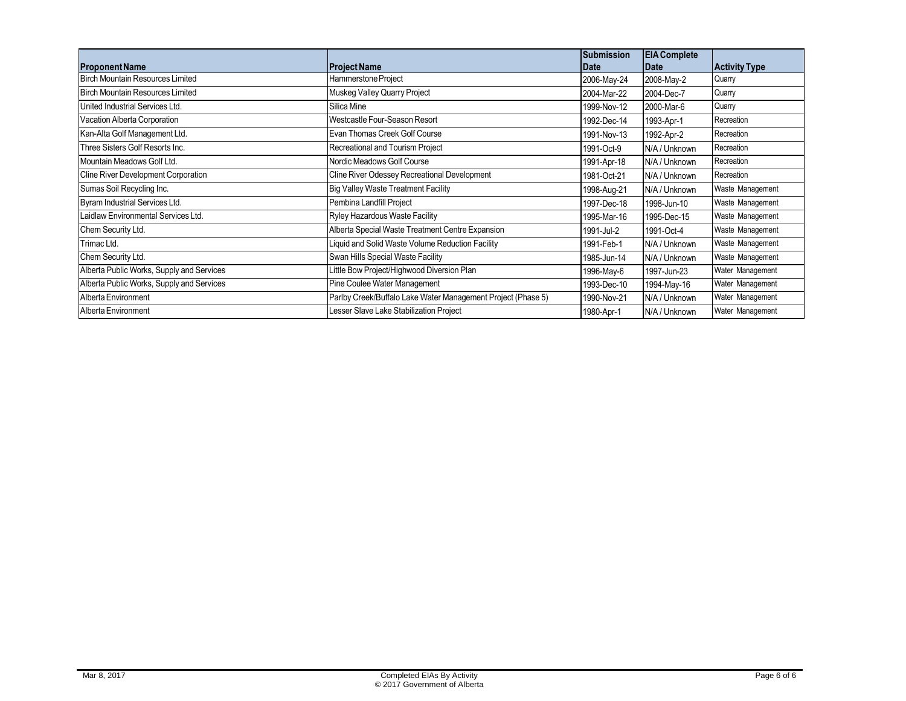| Proponent Name | Project Name | Submission Date | EIA Complete Date | Activity Type |
|---|---|---|---|---|
| Birch Mountain Resources Limited | Hammerstone Project | 2006-May-24 | 2008-May-2 | Quarry |
| Birch Mountain Resources Limited | Muskeg Valley Quarry Project | 2004-Mar-22 | 2004-Dec-7 | Quarry |
| United Industrial Services Ltd. | Silica Mine | 1999-Nov-12 | 2000-Mar-6 | Quarry |
| Vacation Alberta Corporation | Westcastle Four-Season Resort | 1992-Dec-14 | 1993-Apr-1 | Recreation |
| Kan-Alta Golf Management Ltd. | Evan Thomas Creek Golf Course | 1991-Nov-13 | 1992-Apr-2 | Recreation |
| Three Sisters Golf Resorts Inc. | Recreational and Tourism Project | 1991-Oct-9 | N/A / Unknown | Recreation |
| Mountain Meadows Golf Ltd. | Nordic Meadows Golf Course | 1991-Apr-18 | N/A / Unknown | Recreation |
| Cline River Development Corporation | Cline River Odessey Recreational Development | 1981-Oct-21 | N/A / Unknown | Recreation |
| Sumas Soil Recycling Inc. | Big Valley Waste Treatment Facility | 1998-Aug-21 | N/A / Unknown | Waste Management |
| Byram Industrial Services Ltd. | Pembina Landfill Project | 1997-Dec-18 | 1998-Jun-10 | Waste Management |
| Laidlaw Environmental Services Ltd. | Ryley Hazardous Waste Facility | 1995-Mar-16 | 1995-Dec-15 | Waste Management |
| Chem Security Ltd. | Alberta Special Waste Treatment Centre Expansion | 1991-Jul-2 | 1991-Oct-4 | Waste Management |
| Trimac Ltd. | Liquid and Solid Waste Volume Reduction Facility | 1991-Feb-1 | N/A / Unknown | Waste Management |
| Chem Security Ltd. | Swan Hills Special Waste Facility | 1985-Jun-14 | N/A / Unknown | Waste Management |
| Alberta Public Works, Supply and Services | Little Bow Project/Highwood Diversion Plan | 1996-May-6 | 1997-Jun-23 | Water Management |
| Alberta Public Works, Supply and Services | Pine Coulee Water Management | 1993-Dec-10 | 1994-May-16 | Water Management |
| Alberta Environment | Parlby Creek/Buffalo Lake Water Management Project (Phase 5) | 1990-Nov-21 | N/A / Unknown | Water Management |
| Alberta Environment | Lesser Slave Lake Stabilization Project | 1980-Apr-1 | N/A / Unknown | Water Management |